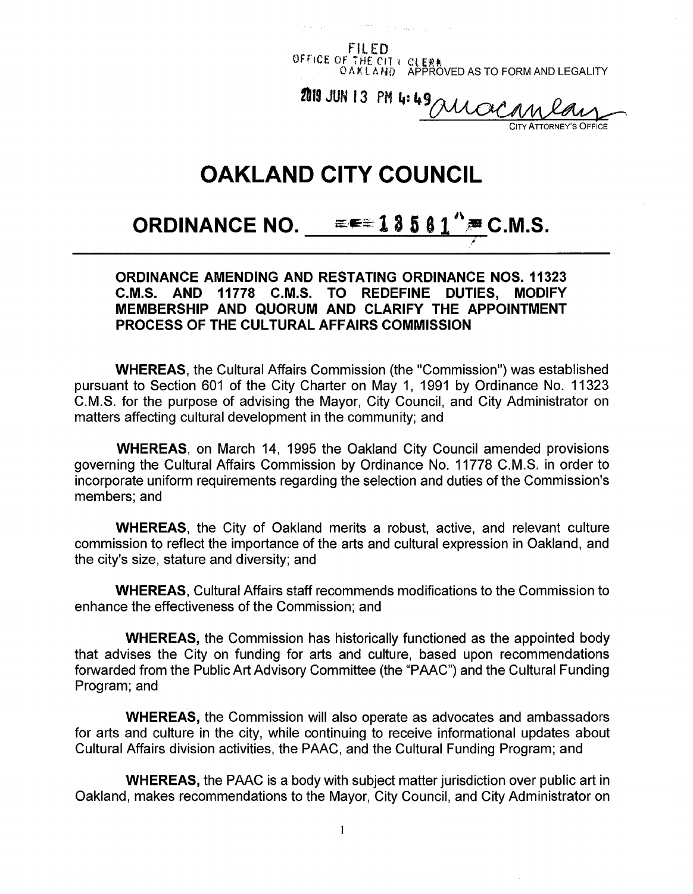FILED
OFFICE OF THE CITY CLERK
OAKLAND APPROVED AS TO FORM AND LEGALITY

2019 JUN 13 PM 4:49

CITY ATTORNEY'S OFFICE

# OAKLAND CITY COUNCIL

## ORDINANCE NO. 13561 C.M.S.

**ORDINANCE AMENDING AND RESTATING ORDINANCE NOS. 11323 C.M.S. AND 11778 C.M.S. TO REDEFINE DUTIES, MODIFY MEMBERSHIP AND QUORUM AND CLARIFY THE APPOINTMENT PROCESS OF THE CULTURAL AFFAIRS COMMISSION**

**WHEREAS**, the Cultural Affairs Commission (the "Commission") was established pursuant to Section 601 of the City Charter on May 1, 1991 by Ordinance No. 11323 C.M.S. for the purpose of advising the Mayor, City Council, and City Administrator on matters affecting cultural development in the community; and

**WHEREAS**, on March 14, 1995 the Oakland City Council amended provisions governing the Cultural Affairs Commission by Ordinance No. 11778 C.M.S. in order to incorporate uniform requirements regarding the selection and duties of the Commission's members; and

**WHEREAS**, the City of Oakland merits a robust, active, and relevant culture commission to reflect the importance of the arts and cultural expression in Oakland, and the city's size, stature and diversity; and

**WHEREAS**, Cultural Affairs staff recommends modifications to the Commission to enhance the effectiveness of the Commission; and

**WHEREAS,** the Commission has historically functioned as the appointed body that advises the City on funding for arts and culture, based upon recommendations forwarded from the Public Art Advisory Committee (the "PAAC") and the Cultural Funding Program; and

**WHEREAS,** the Commission will also operate as advocates and ambassadors for arts and culture in the city, while continuing to receive informational updates about Cultural Affairs division activities, the PAAC, and the Cultural Funding Program; and

**WHEREAS,** the PAAC is a body with subject matter jurisdiction over public art in Oakland, makes recommendations to the Mayor, City Council, and City Administrator on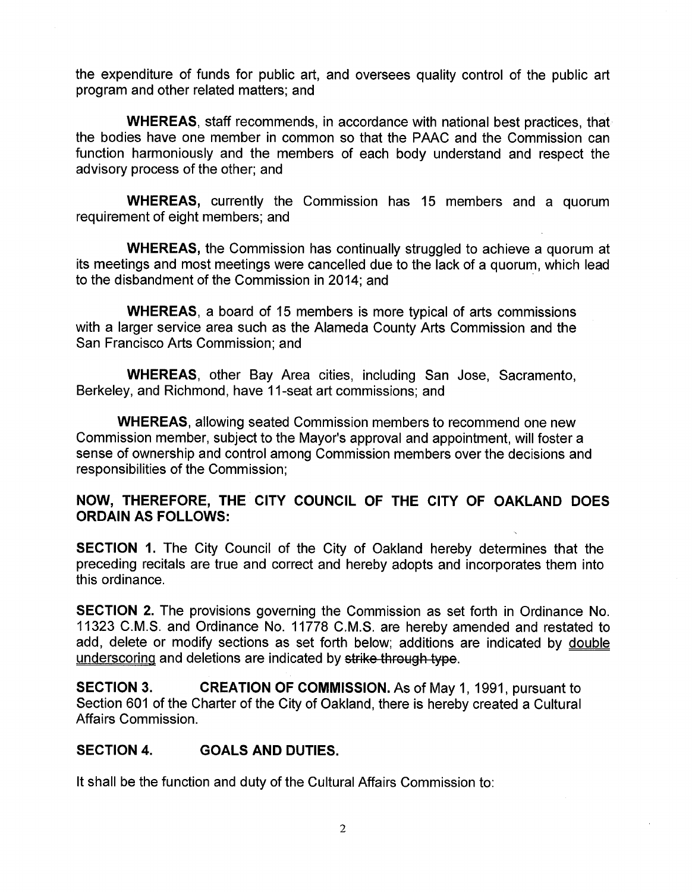the expenditure of funds for public art, and oversees quality control of the public art program and other related matters; and

**WHEREAS**, staff recommends, in accordance with national best practices, that the bodies have one member in common so that the PAAC and the Commission can function harmoniously and the members of each body understand and respect the advisory process of the other; and

**WHEREAS**, currently the Commission has 15 members and a quorum requirement of eight members; and

**WHEREAS**, the Commission has continually struggled to achieve a quorum at its meetings and most meetings were cancelled due to the lack of a quorum, which lead to the disbandment of the Commission in 2014; and

**WHEREAS**, a board of 15 members is more typical of arts commissions with a larger service area such as the Alameda County Arts Commission and the San Francisco Arts Commission; and

**WHEREAS**, other Bay Area cities, including San Jose, Sacramento, Berkeley, and Richmond, have 11-seat art commissions; and

**WHEREAS**, allowing seated Commission members to recommend one new Commission member, subject to the Mayor's approval and appointment, will foster a sense of ownership and control among Commission members over the decisions and responsibilities of the Commission;

**NOW, THEREFORE, THE CITY COUNCIL OF THE CITY OF OAKLAND DOES ORDAIN AS FOLLOWS:**

**SECTION 1.** The City Council of the City of Oakland hereby determines that the preceding recitals are true and correct and hereby adopts and incorporates them into this ordinance.

**SECTION 2.** The provisions governing the Commission as set forth in Ordinance No. 11323 C.M.S. and Ordinance No. 11778 C.M.S. are hereby amended and restated to add, delete or modify sections as set forth below; additions are indicated by double underscoring and deletions are indicated by ~~strike through type~~.

**SECTION 3. CREATION OF COMMISSION.** As of May 1, 1991, pursuant to Section 601 of the Charter of the City of Oakland, there is hereby created a Cultural Affairs Commission.

**SECTION 4. GOALS AND DUTIES.**

It shall be the function and duty of the Cultural Affairs Commission to: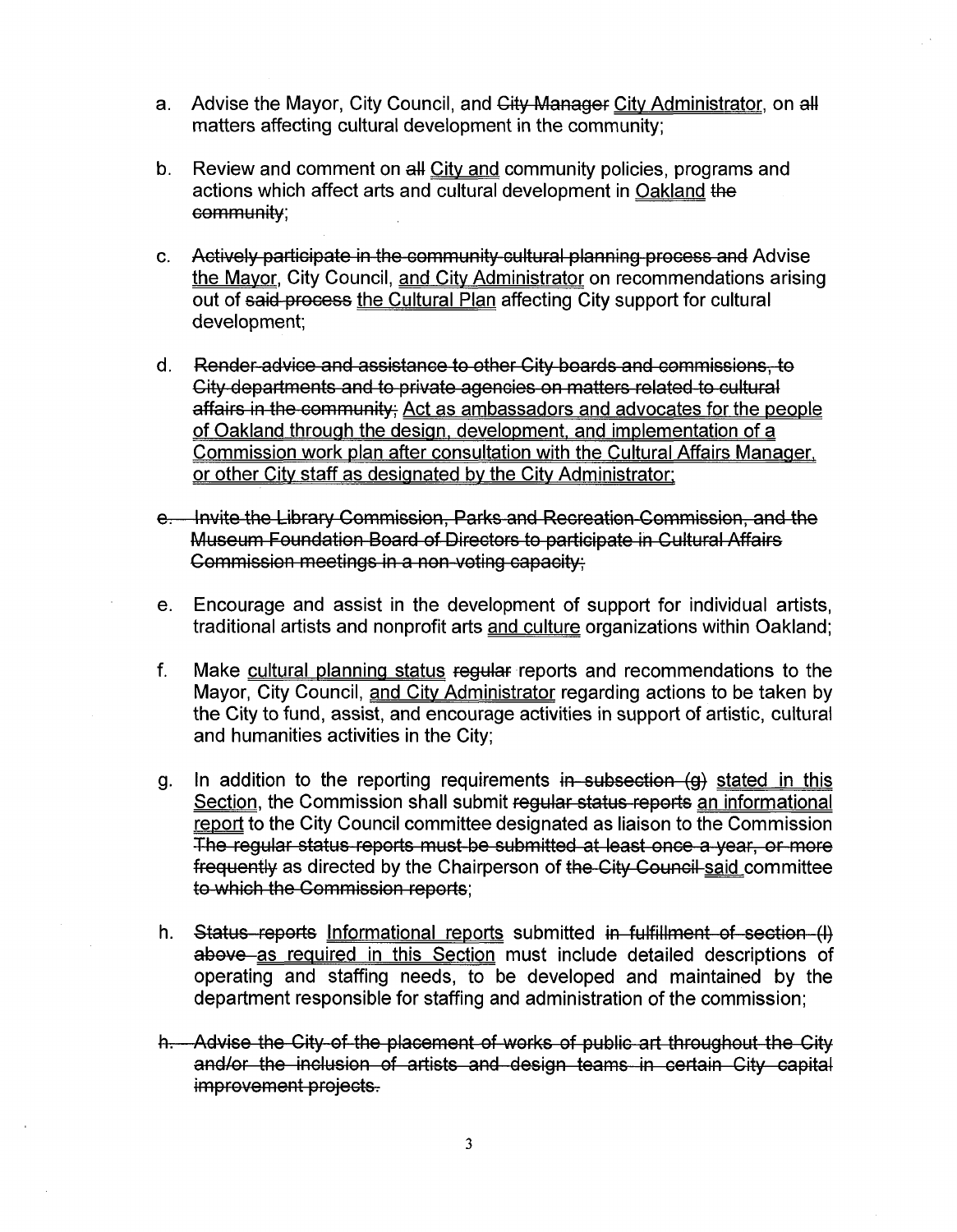a. Advise the Mayor, City Council, and ~~City Manager~~ <u>City Administrator</u>, on ~~all~~ matters affecting cultural development in the community;

b. Review and comment on ~~all~~ <u>City and</u> community policies, programs and actions which affect arts and cultural development in <u>Oakland</u> ~~the community~~;

c. ~~Actively participate in the community cultural planning process and~~ Advise <u>the Mayor</u>, City Council, <u>and City Administrator</u> on recommendations arising out of ~~said process~~ <u>the Cultural Plan</u> affecting City support for cultural development;

d. ~~Render advice and assistance to other City boards and commissions, to City departments and to private agencies on matters related to cultural affairs in the community;~~ <u>Act as ambassadors and advocates for the people of Oakland through the design, development, and implementation of a Commission work plan after consultation with the Cultural Affairs Manager, or other City staff as designated by the City Administrator;</u>

~~e. Invite the Library Commission, Parks and Recreation Commission, and the Museum Foundation Board of Directors to participate in Cultural Affairs Commission meetings in a non-voting capacity;~~

e. Encourage and assist in the development of support for individual artists, traditional artists and nonprofit arts <u>and culture</u> organizations within Oakland;

f. Make <u>cultural planning status</u> ~~regular~~ reports and recommendations to the Mayor, City Council, <u>and City Administrator</u> regarding actions to be taken by the City to fund, assist, and encourage activities in support of artistic, cultural and humanities activities in the City;

g. In addition to the reporting requirements ~~in subsection (g)~~ <u>stated in this Section</u>, the Commission shall submit ~~regular status reports~~ <u>an informational report</u> to the City Council committee designated as liaison to the Commission ~~The regular status reports must be submitted at least once a year, or more frequently~~ as directed by the Chairperson of ~~the City Council~~ <u>said</u> committee ~~to which the Commission reports~~;

h. ~~Status reports~~ <u>Informational reports</u> submitted ~~in fulfillment of section (I) above~~ <u>as required in this Section</u> must include detailed descriptions of operating and staffing needs, to be developed and maintained by the department responsible for staffing and administration of the commission;

~~h. Advise the City of the placement of works of public art throughout the City and/or the inclusion of artists and design teams in certain City capital improvement projects.~~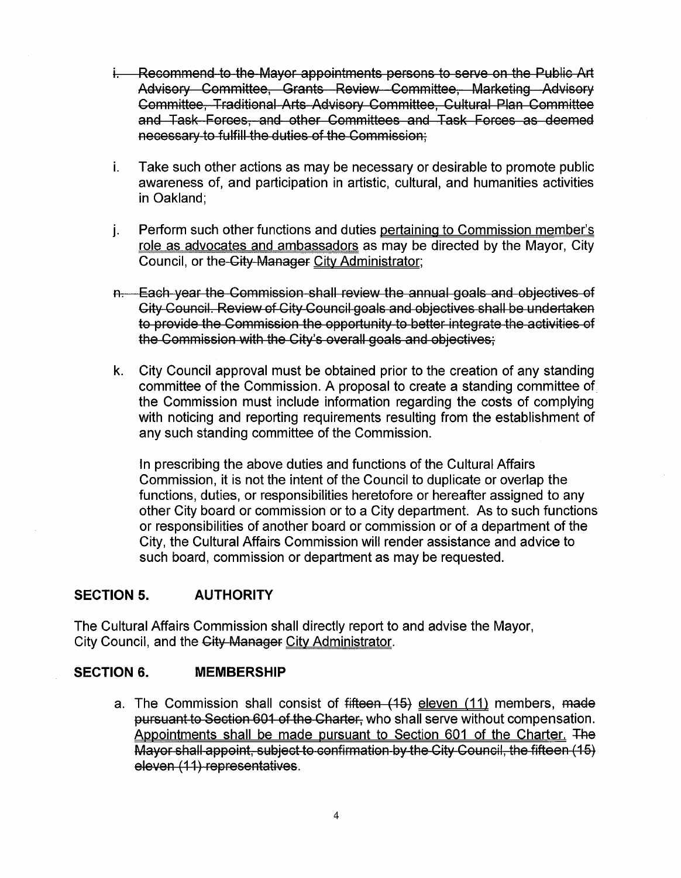~~i. Recommend to the Mayor appointments persons to serve on the Public Art Advisory Committee, Grants Review Committee, Marketing Advisory Committee, Traditional Arts Advisory Committee, Cultural Plan Committee and Task Forces, and other Committees and Task Forces as deemed necessary to fulfill the duties of the Commission;~~

i. Take such other actions as may be necessary or desirable to promote public awareness of, and participation in artistic, cultural, and humanities activities in Oakland;

j. Perform such other functions and duties <u>pertaining to Commission member's role as advocates and ambassadors</u> as may be directed by the Mayor, City Council, or the ~~City Manager~~ <u>City Administrator</u>;

~~n. Each year the Commission shall review the annual goals and objectives of City Council. Review of City Council goals and objectives shall be undertaken to provide the Commission the opportunity to better integrate the activities of the Commission with the City's overall goals and objectives;~~

k. City Council approval must be obtained prior to the creation of any standing committee of the Commission. A proposal to create a standing committee of the Commission must include information regarding the costs of complying with noticing and reporting requirements resulting from the establishment of any such standing committee of the Commission.

In prescribing the above duties and functions of the Cultural Affairs Commission, it is not the intent of the Council to duplicate or overlap the functions, duties, or responsibilities heretofore or hereafter assigned to any other City board or commission or to a City department. As to such functions or responsibilities of another board or commission or of a department of the City, the Cultural Affairs Commission will render assistance and advice to such board, commission or department as may be requested.

## SECTION 5. AUTHORITY

The Cultural Affairs Commission shall directly report to and advise the Mayor, City Council, and the ~~City Manager~~ <u>City Administrator</u>.

## SECTION 6. MEMBERSHIP

a. The Commission shall consist of ~~fifteen (15)~~ <u>eleven (11)</u> members, ~~made pursuant to Section 601 of the Charter,~~ who shall serve without compensation. <u>Appointments shall be made pursuant to Section 601 of the Charter.</u> ~~The Mayor shall appoint, subject to confirmation by the City Council, the fifteen (15) eleven (11) representatives~~.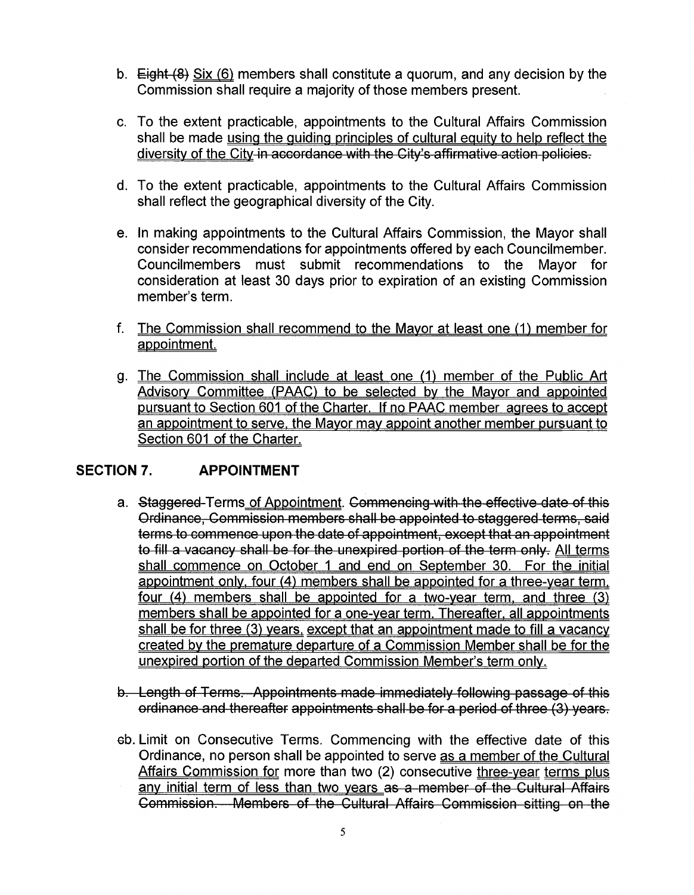b. ~~Eight (8)~~ <u>Six (6)</u> members shall constitute a quorum, and any decision by the Commission shall require a majority of those members present.

c. To the extent practicable, appointments to the Cultural Affairs Commission shall be made <u>using the guiding principles of cultural equity to help reflect the diversity of the City</u> ~~in accordance with the City's affirmative action policies.~~

d. To the extent practicable, appointments to the Cultural Affairs Commission shall reflect the geographical diversity of the City.

e. In making appointments to the Cultural Affairs Commission, the Mayor shall consider recommendations for appointments offered by each Councilmember. Councilmembers must submit recommendations to the Mayor for consideration at least 30 days prior to expiration of an existing Commission member's term.

f. <u>The Commission shall recommend to the Mayor at least one (1) member for appointment.</u>

g. <u>The Commission shall include at least one (1) member of the Public Art Advisory Committee (PAAC) to be selected by the Mayor and appointed pursuant to Section 601 of the Charter. If no PAAC member agrees to accept an appointment to serve, the Mayor may appoint another member pursuant to Section 601 of the Charter.</u>

## SECTION 7. APPOINTMENT

a. ~~Staggered~~ Terms <u>of Appointment</u>. ~~Commencing with the effective date of this Ordinance, Commission members shall be appointed to staggered terms, said terms to commence upon the date of appointment, except that an appointment to fill a vacancy shall be for the unexpired portion of the term only.~~ <u>All terms shall commence on October 1 and end on September 30. For the initial appointment only, four (4) members shall be appointed for a three-year term, four (4) members shall be appointed for a two-year term, and three (3) members shall be appointed for a one-year term. Thereafter, all appointments shall be for three (3) years, except that an appointment made to fill a vacancy created by the premature departure of a Commission Member shall be for the unexpired portion of the departed Commission Member's term only.</u>

~~b. Length of Terms. Appointments made immediately following passage of this ordinance and thereafter appointments shall be for a period of three (3) years.~~

~~c~~b. Limit on Consecutive Terms. Commencing with the effective date of this Ordinance, no person shall be appointed to serve <u>as a member of the Cultural Affairs Commission for</u> more than two (2) consecutive <u>three-year</u> terms <u>plus any initial term of less than two years</u> ~~as a member of the Cultural Affairs Commission. Members of the Cultural Affairs Commission sitting on the~~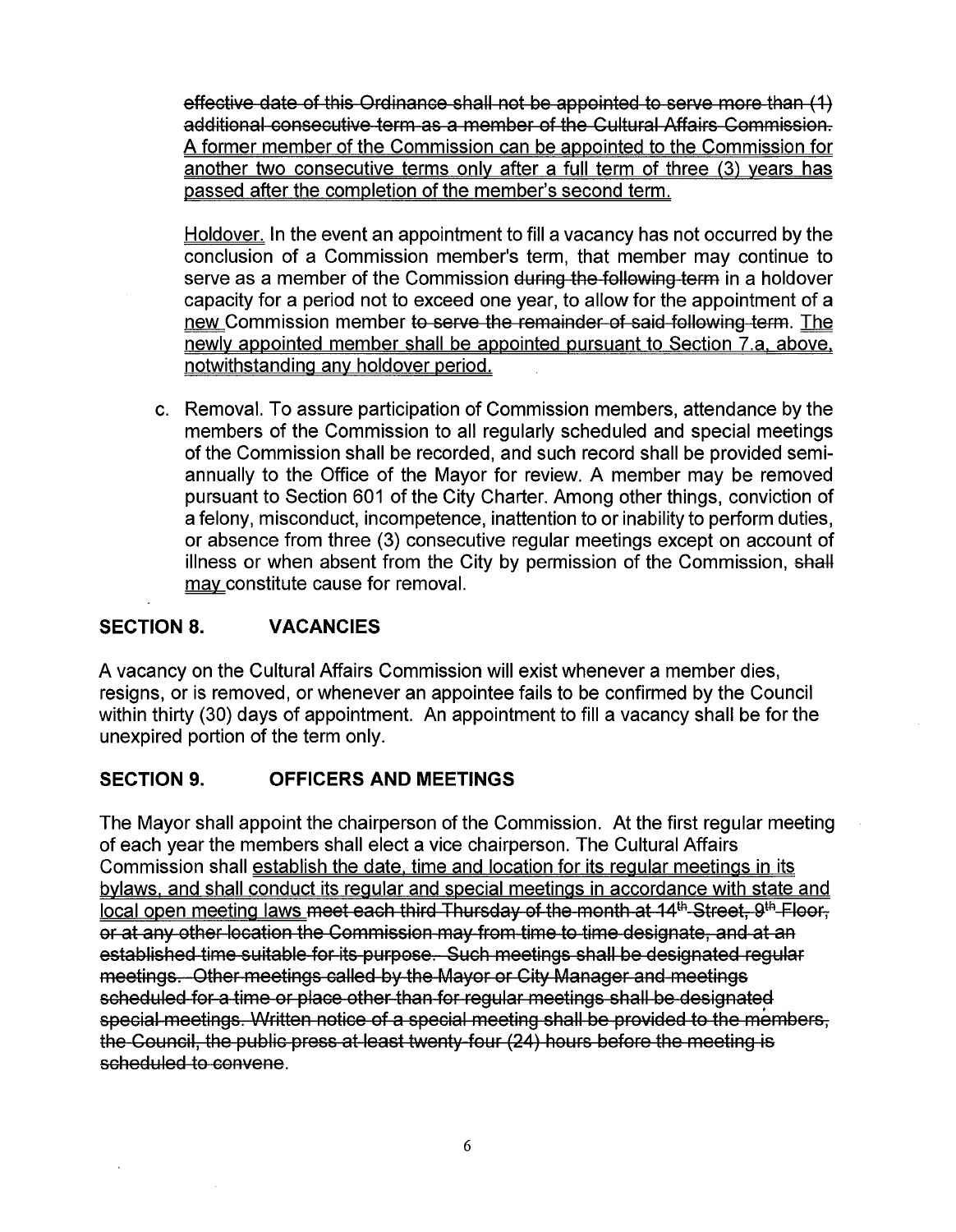~~effective date of this Ordinance shall not be appointed to serve more than (1) additional consecutive term as a member of the Cultural Affairs Commission.~~ <u>A former member of the Commission can be appointed to the Commission for another two consecutive terms only after a full term of three (3) years has passed after the completion of the member's second term.</u>

<u>Holdover.</u> In the event an appointment to fill a vacancy has not occurred by the conclusion of a Commission member's term, that member may continue to serve as a member of the Commission ~~during the following term~~ in a holdover capacity for a period not to exceed one year, to allow for the appointment of a <u>new</u> Commission member ~~to serve the remainder of said following term~~. <u>The newly appointed member shall be appointed pursuant to Section 7.a. above, notwithstanding any holdover period.</u>

c. Removal. To assure participation of Commission members, attendance by the members of the Commission to all regularly scheduled and special meetings of the Commission shall be recorded, and such record shall be provided semi-annually to the Office of the Mayor for review. A member may be removed pursuant to Section 601 of the City Charter. Among other things, conviction of a felony, misconduct, incompetence, inattention to or inability to perform duties, or absence from three (3) consecutive regular meetings except on account of illness or when absent from the City by permission of the Commission, ~~shall~~ <u>may</u> constitute cause for removal.

## SECTION 8. VACANCIES

A vacancy on the Cultural Affairs Commission will exist whenever a member dies, resigns, or is removed, or whenever an appointee fails to be confirmed by the Council within thirty (30) days of appointment. An appointment to fill a vacancy shall be for the unexpired portion of the term only.

## SECTION 9. OFFICERS AND MEETINGS

The Mayor shall appoint the chairperson of the Commission. At the first regular meeting of each year the members shall elect a vice chairperson. The Cultural Affairs Commission shall <u>establish the date, time and location for its regular meetings in its bylaws, and shall conduct its regular and special meetings in accordance with state and local open meeting laws</u> ~~meet each third Thursday of the month at 14th Street, 9th Floor, or at any other location the Commission may from time to time designate, and at an established time suitable for its purpose. Such meetings shall be designated regular meetings. Other meetings called by the Mayor or City Manager and meetings scheduled for a time or place other than for regular meetings shall be designated special meetings. Written notice of a special meeting shall be provided to the members, the Council, the public press at least twenty-four (24) hours before the meeting is scheduled to convene~~.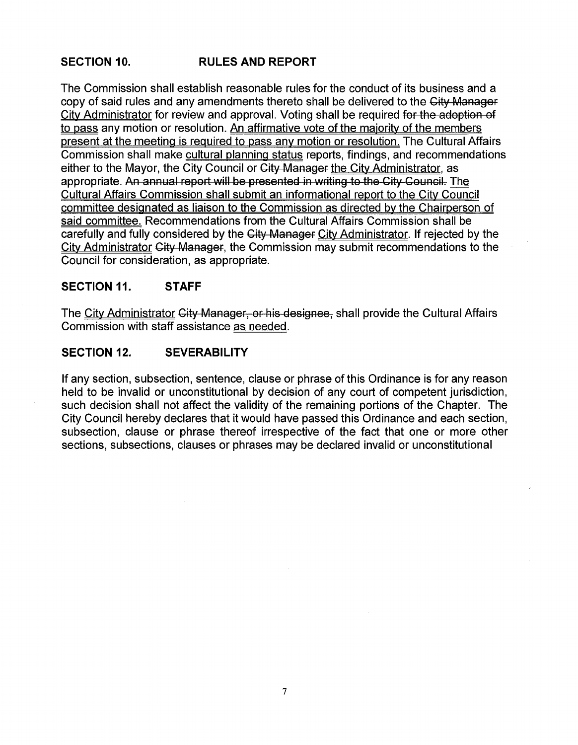## SECTION 10. RULES AND REPORT

The Commission shall establish reasonable rules for the conduct of its business and a copy of said rules and any amendments thereto shall be delivered to the ~~City Manager~~ <u>City Administrator</u> for review and approval. Voting shall be required ~~for the adoption of~~ <u>to pass</u> any motion or resolution. <u>An affirmative vote of the majority of the members present at the meeting is required to pass any motion or resolution.</u> The Cultural Affairs Commission shall make <u>cultural planning status</u> reports, findings, and recommendations either to the Mayor, the City Council or ~~City Manager~~ <u>the City Administrator</u>, as appropriate. ~~An annual report will be presented in writing to the City Council.~~ <u>The Cultural Affairs Commission shall submit an informational report to the City Council committee designated as liaison to the Commission as directed by the Chairperson of said committee.</u> Recommendations from the Cultural Affairs Commission shall be carefully and fully considered by the ~~City Manager~~ <u>City Administrator</u>. If rejected by the <u>City Administrator</u> ~~City Manager~~, the Commission may submit recommendations to the Council for consideration, as appropriate.

## SECTION 11. STAFF

The <u>City Administrator</u> ~~City Manager, or his designee,~~ shall provide the Cultural Affairs Commission with staff assistance <u>as needed</u>.

## SECTION 12. SEVERABILITY

If any section, subsection, sentence, clause or phrase of this Ordinance is for any reason held to be invalid or unconstitutional by decision of any court of competent jurisdiction, such decision shall not affect the validity of the remaining portions of the Chapter. The City Council hereby declares that it would have passed this Ordinance and each section, subsection, clause or phrase thereof irrespective of the fact that one or more other sections, subsections, clauses or phrases may be declared invalid or unconstitutional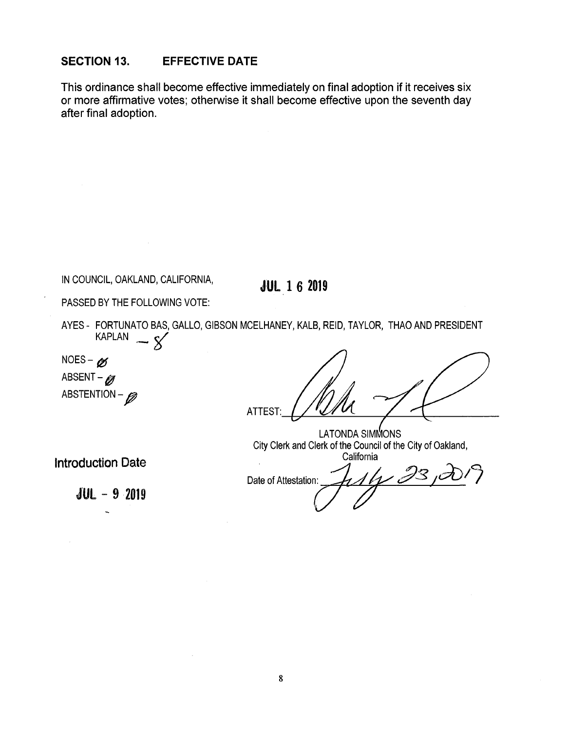## SECTION 13. EFFECTIVE DATE

This ordinance shall become effective immediately on final adoption if it receives six or more affirmative votes; otherwise it shall become effective upon the seventh day after final adoption.

IN COUNCIL, OAKLAND, CALIFORNIA, **JUL 16 2019**

PASSED BY THE FOLLOWING VOTE:

AYES - FORTUNATO BAS, GALLO, GIBSON MCELHANEY, KALB, REID, TAYLOR, THAO AND PRESIDENT KAPLAN – 8

NOES – Ø

ABSENT – Ø

ABSTENTION – Ø

ATTEST: ______________________

LATONDA SIMMONS
City Clerk and Clerk of the Council of the City of Oakland, California

Date of Attestation: July 23, 2019

**Introduction Date**

**JUL - 9 2019**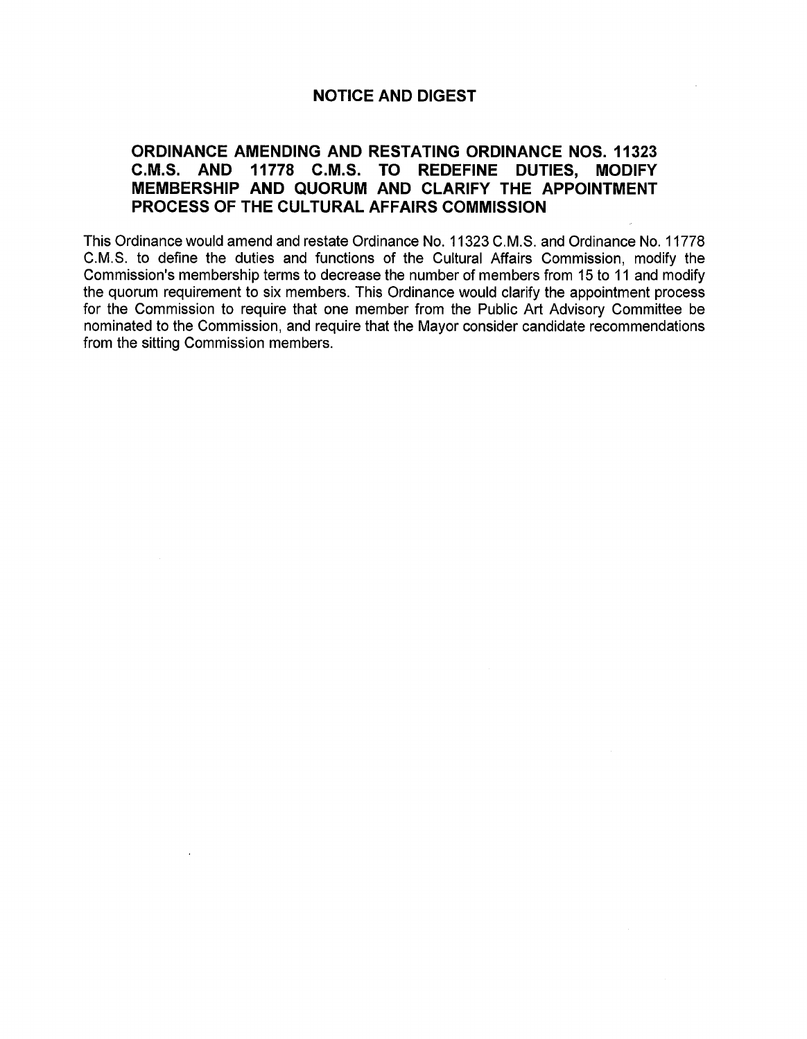# NOTICE AND DIGEST

## ORDINANCE AMENDING AND RESTATING ORDINANCE NOS. 11323 C.M.S. AND 11778 C.M.S. TO REDEFINE DUTIES, MODIFY MEMBERSHIP AND QUORUM AND CLARIFY THE APPOINTMENT PROCESS OF THE CULTURAL AFFAIRS COMMISSION

This Ordinance would amend and restate Ordinance No. 11323 C.M.S. and Ordinance No. 11778 C.M.S. to define the duties and functions of the Cultural Affairs Commission, modify the Commission's membership terms to decrease the number of members from 15 to 11 and modify the quorum requirement to six members. This Ordinance would clarify the appointment process for the Commission to require that one member from the Public Art Advisory Committee be nominated to the Commission, and require that the Mayor consider candidate recommendations from the sitting Commission members.